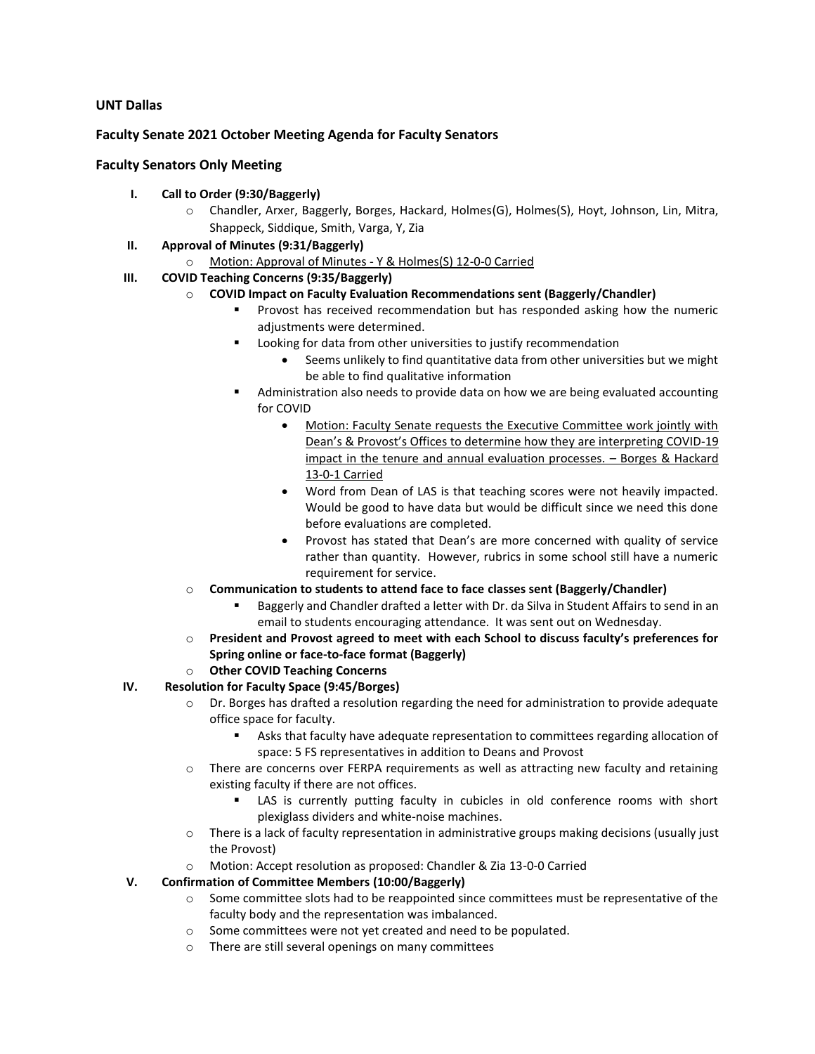**UNT Dallas**

**Faculty Senate 2021 October Meeting Agenda for Faculty Senators**

**Faculty Senators Only Meeting**

I. **Call to Order (9:30/Baggerly)**
   - Chandler, Arxer, Baggerly, Borges, Hackard, Holmes(G), Holmes(S), Hoyt, Johnson, Lin, Mitra, Shappeck, Siddique, Smith, Varga, Y, Zia

II. **Approval of Minutes (9:31/Baggerly)**
   - <u>Motion: Approval of Minutes - Y & Holmes(S) 12-0-0 Carried</u>

III. **COVID Teaching Concerns (9:35/Baggerly)**
   - **COVID Impact on Faculty Evaluation Recommendations sent (Baggerly/Chandler)**
     - Provost has received recommendation but has responded asking how the numeric adjustments were determined.
     - Looking for data from other universities to justify recommendation
       - Seems unlikely to find quantitative data from other universities but we might be able to find qualitative information
     - Administration also needs to provide data on how we are being evaluated accounting for COVID
       - <u>Motion: Faculty Senate requests the Executive Committee work jointly with Dean's & Provost's Offices to determine how they are interpreting COVID-19 impact in the tenure and annual evaluation processes. – Borges & Hackard 13-0-1 Carried</u>
       - Word from Dean of LAS is that teaching scores were not heavily impacted. Would be good to have data but would be difficult since we need this done before evaluations are completed.
       - Provost has stated that Dean's are more concerned with quality of service rather than quantity. However, rubrics in some school still have a numeric requirement for service.
   - **Communication to students to attend face to face classes sent (Baggerly/Chandler)**
     - Baggerly and Chandler drafted a letter with Dr. da Silva in Student Affairs to send in an email to students encouraging attendance. It was sent out on Wednesday.
   - **President and Provost agreed to meet with each School to discuss faculty's preferences for Spring online or face-to-face format (Baggerly)**
   - **Other COVID Teaching Concerns**

IV. **Resolution for Faculty Space (9:45/Borges)**
   - Dr. Borges has drafted a resolution regarding the need for administration to provide adequate office space for faculty.
     - Asks that faculty have adequate representation to committees regarding allocation of space: 5 FS representatives in addition to Deans and Provost
   - There are concerns over FERPA requirements as well as attracting new faculty and retaining existing faculty if there are not offices.
     - LAS is currently putting faculty in cubicles in old conference rooms with short plexiglass dividers and white-noise machines.
   - There is a lack of faculty representation in administrative groups making decisions (usually just the Provost)
   - Motion: Accept resolution as proposed: Chandler & Zia 13-0-0 Carried

V. **Confirmation of Committee Members (10:00/Baggerly)**
   - Some committee slots had to be reappointed since committees must be representative of the faculty body and the representation was imbalanced.
   - Some committees were not yet created and need to be populated.
   - There are still several openings on many committees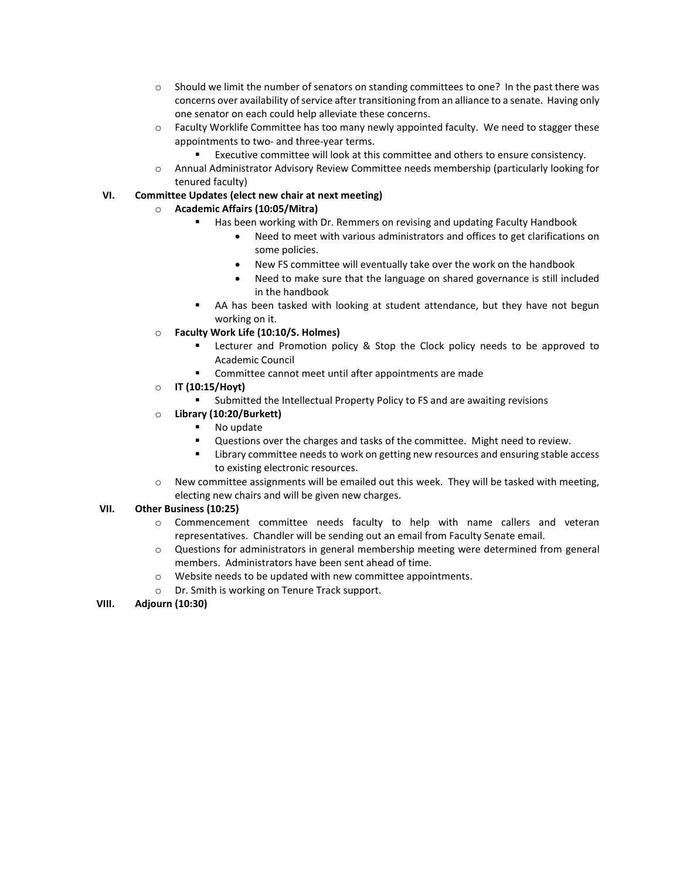- Should we limit the number of senators on standing committees to one? In the past there was concerns over availability of service after transitioning from an alliance to a senate. Having only one senator on each could help alleviate these concerns.
- Faculty Worklife Committee has too many newly appointed faculty. We need to stagger these appointments to two- and three-year terms.
  - Executive committee will look at this committee and others to ensure consistency.
- Annual Administrator Advisory Review Committee needs membership (particularly looking for tenured faculty)

VI. **Committee Updates (elect new chair at next meeting)**

- **Academic Affairs (10:05/Mitra)**
  - Has been working with Dr. Remmers on revising and updating Faculty Handbook
    - Need to meet with various administrators and offices to get clarifications on some policies.
    - New FS committee will eventually take over the work on the handbook
    - Need to make sure that the language on shared governance is still included in the handbook
  - AA has been tasked with looking at student attendance, but they have not begun working on it.
- **Faculty Work Life (10:10/S. Holmes)**
  - Lecturer and Promotion policy & Stop the Clock policy needs to be approved to Academic Council
  - Committee cannot meet until after appointments are made
- **IT (10:15/Hoyt)**
  - Submitted the Intellectual Property Policy to FS and are awaiting revisions
- **Library (10:20/Burkett)**
  - No update
  - Questions over the charges and tasks of the committee. Might need to review.
  - Library committee needs to work on getting new resources and ensuring stable access to existing electronic resources.
- New committee assignments will be emailed out this week. They will be tasked with meeting, electing new chairs and will be given new charges.

VII. **Other Business (10:25)**

- Commencement committee needs faculty to help with name callers and veteran representatives. Chandler will be sending out an email from Faculty Senate email.
- Questions for administrators in general membership meeting were determined from general members. Administrators have been sent ahead of time.
- Website needs to be updated with new committee appointments.
- Dr. Smith is working on Tenure Track support.

VIII. **Adjourn (10:30)**